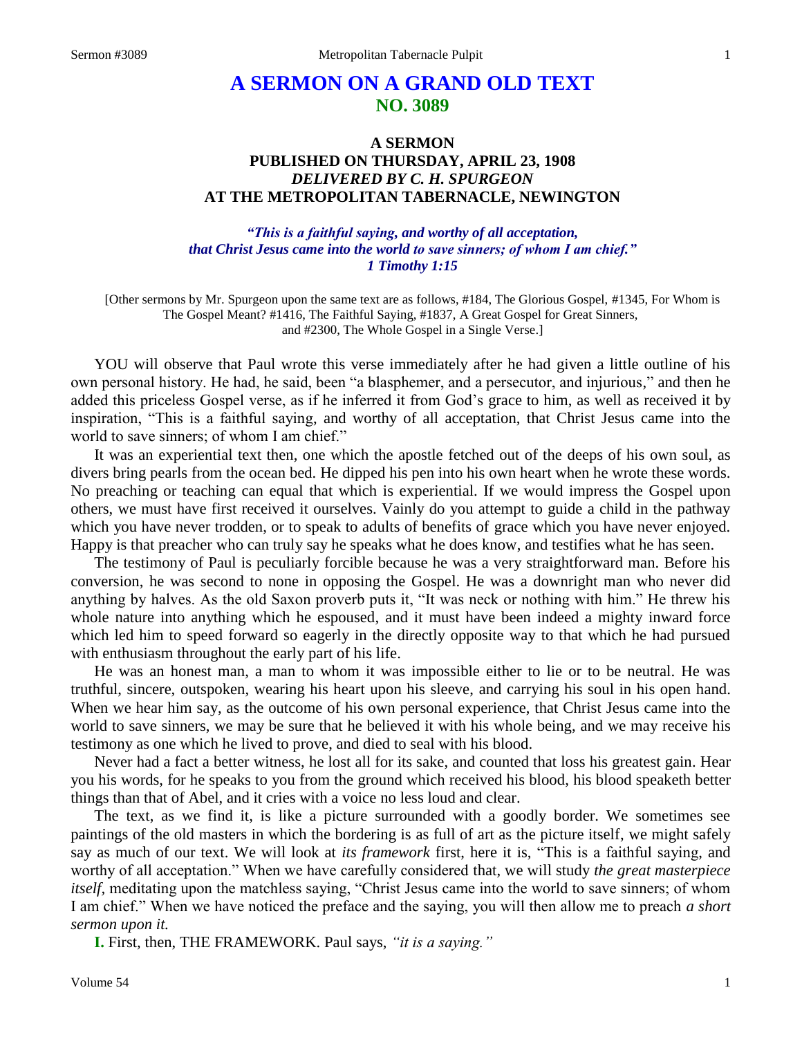# A SERMON ON A GRAND OLD TEXT
## NO. 3089

### A SERMON
### PUBLISHED ON THURSDAY, APRIL 23, 1908
### *DELIVERED BY C. H. SPURGEON*
### AT THE METROPOLITAN TABERNACLE, NEWINGTON

*"This is a faithful saying, and worthy of all acceptation, that Christ Jesus came into the world to save sinners; of whom I am chief." 1 Timothy 1:15*

[Other sermons by Mr. Spurgeon upon the same text are as follows, #184, The Glorious Gospel, #1345, For Whom is The Gospel Meant? #1416, The Faithful Saying, #1837, A Great Gospel for Great Sinners, and #2300, The Whole Gospel in a Single Verse.]

YOU will observe that Paul wrote this verse immediately after he had given a little outline of his own personal history. He had, he said, been "a blasphemer, and a persecutor, and injurious," and then he added this priceless Gospel verse, as if he inferred it from God's grace to him, as well as received it by inspiration, "This is a faithful saying, and worthy of all acceptation, that Christ Jesus came into the world to save sinners; of whom I am chief."

It was an experiential text then, one which the apostle fetched out of the deeps of his own soul, as divers bring pearls from the ocean bed. He dipped his pen into his own heart when he wrote these words. No preaching or teaching can equal that which is experiential. If we would impress the Gospel upon others, we must have first received it ourselves. Vainly do you attempt to guide a child in the pathway which you have never trodden, or to speak to adults of benefits of grace which you have never enjoyed. Happy is that preacher who can truly say he speaks what he does know, and testifies what he has seen.

The testimony of Paul is peculiarly forcible because he was a very straightforward man. Before his conversion, he was second to none in opposing the Gospel. He was a downright man who never did anything by halves. As the old Saxon proverb puts it, "It was neck or nothing with him." He threw his whole nature into anything which he espoused, and it must have been indeed a mighty inward force which led him to speed forward so eagerly in the directly opposite way to that which he had pursued with enthusiasm throughout the early part of his life.

He was an honest man, a man to whom it was impossible either to lie or to be neutral. He was truthful, sincere, outspoken, wearing his heart upon his sleeve, and carrying his soul in his open hand. When we hear him say, as the outcome of his own personal experience, that Christ Jesus came into the world to save sinners, we may be sure that he believed it with his whole being, and we may receive his testimony as one which he lived to prove, and died to seal with his blood.

Never had a fact a better witness, he lost all for its sake, and counted that loss his greatest gain. Hear you his words, for he speaks to you from the ground which received his blood, his blood speaketh better things than that of Abel, and it cries with a voice no less loud and clear.

The text, as we find it, is like a picture surrounded with a goodly border. We sometimes see paintings of the old masters in which the bordering is as full of art as the picture itself, we might safely say as much of our text. We will look at *its framework* first, here it is, "This is a faithful saying, and worthy of all acceptation." When we have carefully considered that, we will study *the great masterpiece itself,* meditating upon the matchless saying, "Christ Jesus came into the world to save sinners; of whom I am chief." When we have noticed the preface and the saying, you will then allow me to preach *a short sermon upon it.*

**I.** First, then, THE FRAMEWORK. Paul says, *"it is a saying."*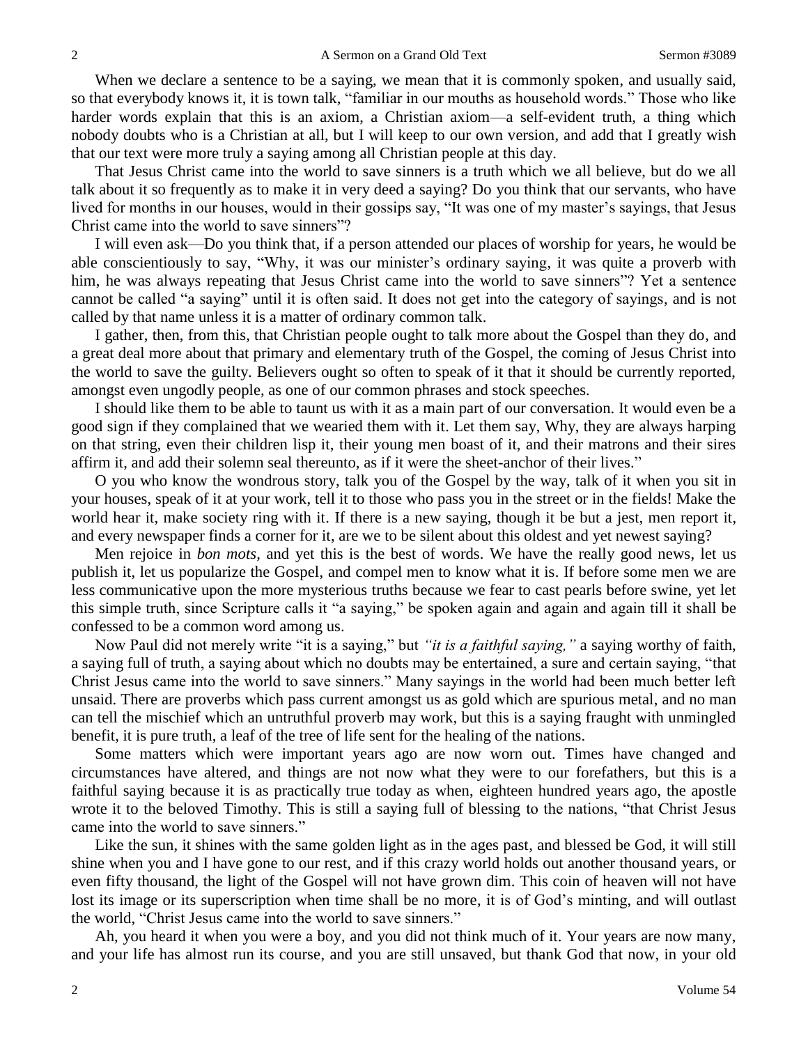When we declare a sentence to be a saying, we mean that it is commonly spoken, and usually said, so that everybody knows it, it is town talk, "familiar in our mouths as household words." Those who like harder words explain that this is an axiom, a Christian axiom—a self-evident truth, a thing which nobody doubts who is a Christian at all, but I will keep to our own version, and add that I greatly wish that our text were more truly a saying among all Christian people at this day.

That Jesus Christ came into the world to save sinners is a truth which we all believe, but do we all talk about it so frequently as to make it in very deed a saying? Do you think that our servants, who have lived for months in our houses, would in their gossips say, "It was one of my master's sayings, that Jesus Christ came into the world to save sinners"?

I will even ask—Do you think that, if a person attended our places of worship for years, he would be able conscientiously to say, "Why, it was our minister's ordinary saying, it was quite a proverb with him, he was always repeating that Jesus Christ came into the world to save sinners"? Yet a sentence cannot be called "a saying" until it is often said. It does not get into the category of sayings, and is not called by that name unless it is a matter of ordinary common talk.

I gather, then, from this, that Christian people ought to talk more about the Gospel than they do, and a great deal more about that primary and elementary truth of the Gospel, the coming of Jesus Christ into the world to save the guilty. Believers ought so often to speak of it that it should be currently reported, amongst even ungodly people, as one of our common phrases and stock speeches.

I should like them to be able to taunt us with it as a main part of our conversation. It would even be a good sign if they complained that we wearied them with it. Let them say, Why, they are always harping on that string, even their children lisp it, their young men boast of it, and their matrons and their sires affirm it, and add their solemn seal thereunto, as if it were the sheet-anchor of their lives."

O you who know the wondrous story, talk you of the Gospel by the way, talk of it when you sit in your houses, speak of it at your work, tell it to those who pass you in the street or in the fields! Make the world hear it, make society ring with it. If there is a new saying, though it be but a jest, men report it, and every newspaper finds a corner for it, are we to be silent about this oldest and yet newest saying?

Men rejoice in *bon mots,* and yet this is the best of words. We have the really good news, let us publish it, let us popularize the Gospel, and compel men to know what it is. If before some men we are less communicative upon the more mysterious truths because we fear to cast pearls before swine, yet let this simple truth, since Scripture calls it "a saying," be spoken again and again and again till it shall be confessed to be a common word among us.

Now Paul did not merely write "it is a saying," but *"it is a faithful saying,"* a saying worthy of faith, a saying full of truth, a saying about which no doubts may be entertained, a sure and certain saying, "that Christ Jesus came into the world to save sinners." Many sayings in the world had been much better left unsaid. There are proverbs which pass current amongst us as gold which are spurious metal, and no man can tell the mischief which an untruthful proverb may work, but this is a saying fraught with unmingled benefit, it is pure truth, a leaf of the tree of life sent for the healing of the nations.

Some matters which were important years ago are now worn out. Times have changed and circumstances have altered, and things are not now what they were to our forefathers, but this is a faithful saying because it is as practically true today as when, eighteen hundred years ago, the apostle wrote it to the beloved Timothy. This is still a saying full of blessing to the nations, "that Christ Jesus came into the world to save sinners."

Like the sun, it shines with the same golden light as in the ages past, and blessed be God, it will still shine when you and I have gone to our rest, and if this crazy world holds out another thousand years, or even fifty thousand, the light of the Gospel will not have grown dim. This coin of heaven will not have lost its image or its superscription when time shall be no more, it is of God's minting, and will outlast the world, "Christ Jesus came into the world to save sinners."

Ah, you heard it when you were a boy, and you did not think much of it. Your years are now many, and your life has almost run its course, and you are still unsaved, but thank God that now, in your old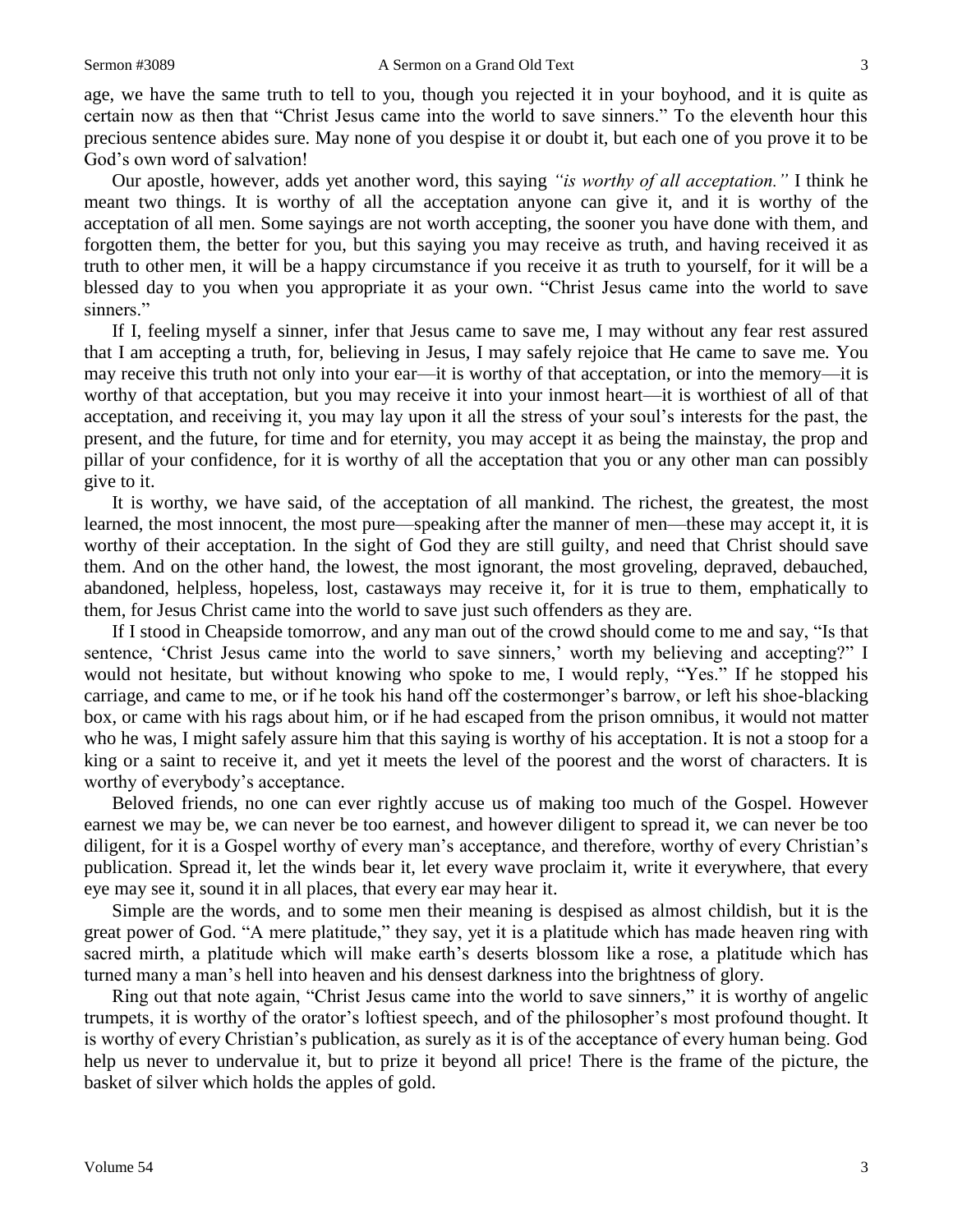age, we have the same truth to tell to you, though you rejected it in your boyhood, and it is quite as certain now as then that "Christ Jesus came into the world to save sinners." To the eleventh hour this precious sentence abides sure. May none of you despise it or doubt it, but each one of you prove it to be God's own word of salvation!

Our apostle, however, adds yet another word, this saying *"is worthy of all acceptation."* I think he meant two things. It is worthy of all the acceptation anyone can give it, and it is worthy of the acceptation of all men. Some sayings are not worth accepting, the sooner you have done with them, and forgotten them, the better for you, but this saying you may receive as truth, and having received it as truth to other men, it will be a happy circumstance if you receive it as truth to yourself, for it will be a blessed day to you when you appropriate it as your own. "Christ Jesus came into the world to save sinners."

If I, feeling myself a sinner, infer that Jesus came to save me, I may without any fear rest assured that I am accepting a truth, for, believing in Jesus, I may safely rejoice that He came to save me. You may receive this truth not only into your ear—it is worthy of that acceptation, or into the memory—it is worthy of that acceptation, but you may receive it into your inmost heart—it is worthiest of all of that acceptation, and receiving it, you may lay upon it all the stress of your soul's interests for the past, the present, and the future, for time and for eternity, you may accept it as being the mainstay, the prop and pillar of your confidence, for it is worthy of all the acceptation that you or any other man can possibly give to it.

It is worthy, we have said, of the acceptation of all mankind. The richest, the greatest, the most learned, the most innocent, the most pure—speaking after the manner of men—these may accept it, it is worthy of their acceptation. In the sight of God they are still guilty, and need that Christ should save them. And on the other hand, the lowest, the most ignorant, the most groveling, depraved, debauched, abandoned, helpless, hopeless, lost, castaways may receive it, for it is true to them, emphatically to them, for Jesus Christ came into the world to save just such offenders as they are.

If I stood in Cheapside tomorrow, and any man out of the crowd should come to me and say, "Is that sentence, 'Christ Jesus came into the world to save sinners,' worth my believing and accepting?" I would not hesitate, but without knowing who spoke to me, I would reply, "Yes." If he stopped his carriage, and came to me, or if he took his hand off the costermonger's barrow, or left his shoe-blacking box, or came with his rags about him, or if he had escaped from the prison omnibus, it would not matter who he was, I might safely assure him that this saying is worthy of his acceptation. It is not a stoop for a king or a saint to receive it, and yet it meets the level of the poorest and the worst of characters. It is worthy of everybody's acceptance.

Beloved friends, no one can ever rightly accuse us of making too much of the Gospel. However earnest we may be, we can never be too earnest, and however diligent to spread it, we can never be too diligent, for it is a Gospel worthy of every man's acceptance, and therefore, worthy of every Christian's publication. Spread it, let the winds bear it, let every wave proclaim it, write it everywhere, that every eye may see it, sound it in all places, that every ear may hear it.

Simple are the words, and to some men their meaning is despised as almost childish, but it is the great power of God. "A mere platitude," they say, yet it is a platitude which has made heaven ring with sacred mirth, a platitude which will make earth's deserts blossom like a rose, a platitude which has turned many a man's hell into heaven and his densest darkness into the brightness of glory.

Ring out that note again, "Christ Jesus came into the world to save sinners," it is worthy of angelic trumpets, it is worthy of the orator's loftiest speech, and of the philosopher's most profound thought. It is worthy of every Christian's publication, as surely as it is of the acceptance of every human being. God help us never to undervalue it, but to prize it beyond all price! There is the frame of the picture, the basket of silver which holds the apples of gold.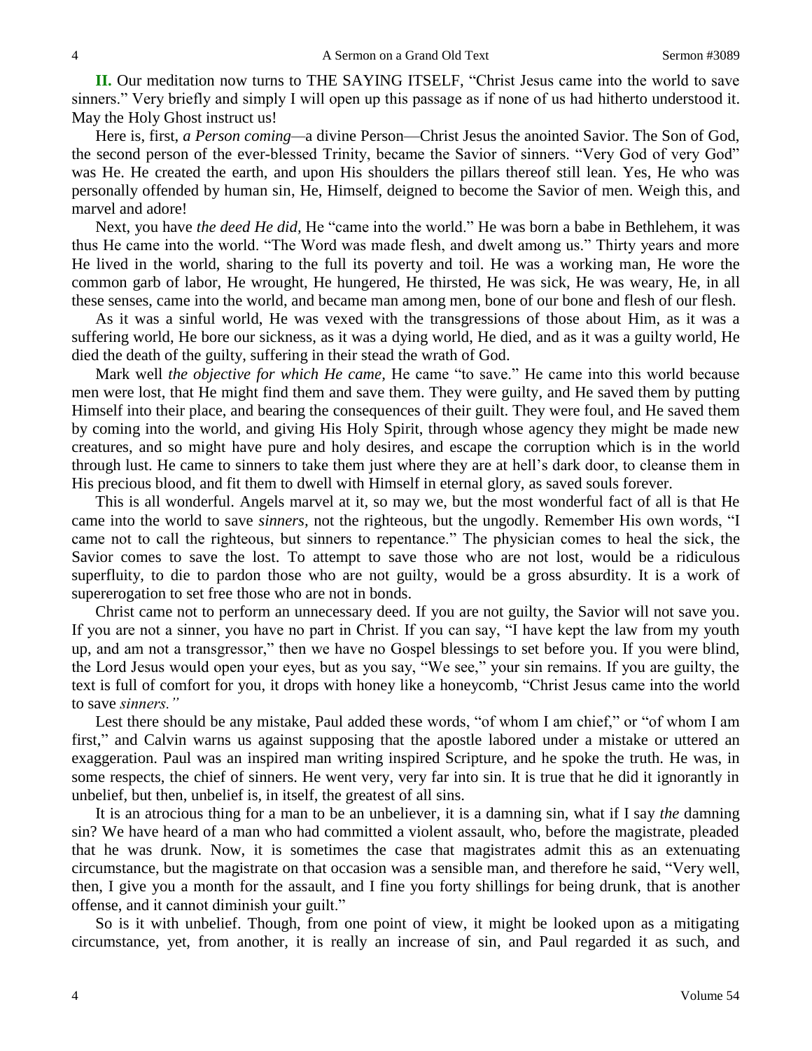**II.** Our meditation now turns to THE SAYING ITSELF, "Christ Jesus came into the world to save sinners." Very briefly and simply I will open up this passage as if none of us had hitherto understood it. May the Holy Ghost instruct us!

Here is, first, *a Person coming*—a divine Person—Christ Jesus the anointed Savior. The Son of God, the second person of the ever-blessed Trinity, became the Savior of sinners. "Very God of very God" was He. He created the earth, and upon His shoulders the pillars thereof still lean. Yes, He who was personally offended by human sin, He, Himself, deigned to become the Savior of men. Weigh this, and marvel and adore!

Next, you have *the deed He did,* He "came into the world." He was born a babe in Bethlehem, it was thus He came into the world. "The Word was made flesh, and dwelt among us." Thirty years and more He lived in the world, sharing to the full its poverty and toil. He was a working man, He wore the common garb of labor, He wrought, He hungered, He thirsted, He was sick, He was weary, He, in all these senses, came into the world, and became man among men, bone of our bone and flesh of our flesh.

As it was a sinful world, He was vexed with the transgressions of those about Him, as it was a suffering world, He bore our sickness, as it was a dying world, He died, and as it was a guilty world, He died the death of the guilty, suffering in their stead the wrath of God.

Mark well *the objective for which He came,* He came "to save." He came into this world because men were lost, that He might find them and save them. They were guilty, and He saved them by putting Himself into their place, and bearing the consequences of their guilt. They were foul, and He saved them by coming into the world, and giving His Holy Spirit, through whose agency they might be made new creatures, and so might have pure and holy desires, and escape the corruption which is in the world through lust. He came to sinners to take them just where they are at hell's dark door, to cleanse them in His precious blood, and fit them to dwell with Himself in eternal glory, as saved souls forever.

This is all wonderful. Angels marvel at it, so may we, but the most wonderful fact of all is that He came into the world to save *sinners,* not the righteous, but the ungodly. Remember His own words, "I came not to call the righteous, but sinners to repentance." The physician comes to heal the sick, the Savior comes to save the lost. To attempt to save those who are not lost, would be a ridiculous superfluity, to die to pardon those who are not guilty, would be a gross absurdity. It is a work of supererogation to set free those who are not in bonds.

Christ came not to perform an unnecessary deed. If you are not guilty, the Savior will not save you. If you are not a sinner, you have no part in Christ. If you can say, "I have kept the law from my youth up, and am not a transgressor," then we have no Gospel blessings to set before you. If you were blind, the Lord Jesus would open your eyes, but as you say, "We see," your sin remains. If you are guilty, the text is full of comfort for you, it drops with honey like a honeycomb, "Christ Jesus came into the world to save *sinners."*

Lest there should be any mistake, Paul added these words, "of whom I am chief," or "of whom I am first," and Calvin warns us against supposing that the apostle labored under a mistake or uttered an exaggeration. Paul was an inspired man writing inspired Scripture, and he spoke the truth. He was, in some respects, the chief of sinners. He went very, very far into sin. It is true that he did it ignorantly in unbelief, but then, unbelief is, in itself, the greatest of all sins.

It is an atrocious thing for a man to be an unbeliever, it is a damning sin, what if I say *the* damning sin? We have heard of a man who had committed a violent assault, who, before the magistrate, pleaded that he was drunk. Now, it is sometimes the case that magistrates admit this as an extenuating circumstance, but the magistrate on that occasion was a sensible man, and therefore he said, "Very well, then, I give you a month for the assault, and I fine you forty shillings for being drunk, that is another offense, and it cannot diminish your guilt."

So is it with unbelief. Though, from one point of view, it might be looked upon as a mitigating circumstance, yet, from another, it is really an increase of sin, and Paul regarded it as such, and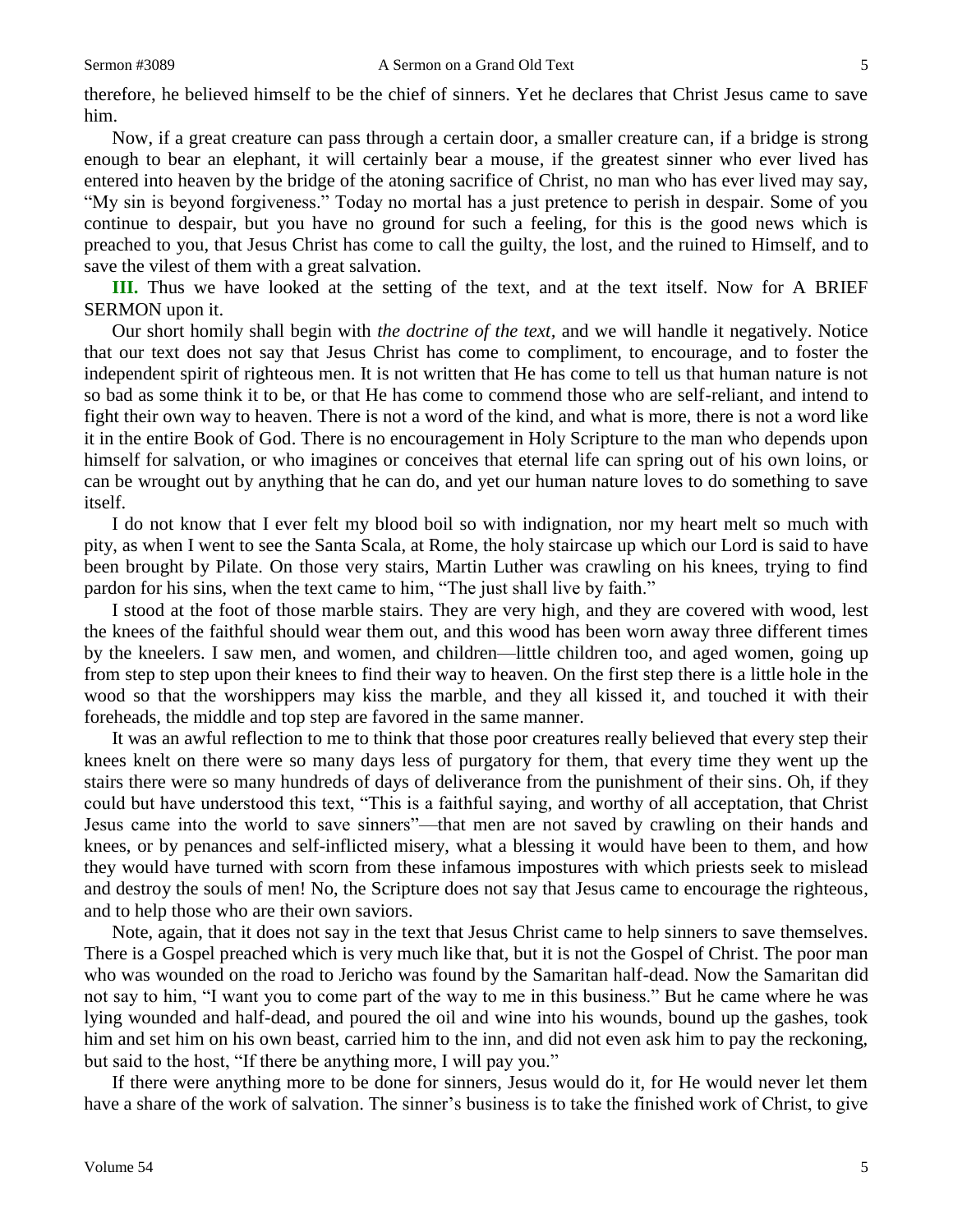therefore, he believed himself to be the chief of sinners. Yet he declares that Christ Jesus came to save him.

Now, if a great creature can pass through a certain door, a smaller creature can, if a bridge is strong enough to bear an elephant, it will certainly bear a mouse, if the greatest sinner who ever lived has entered into heaven by the bridge of the atoning sacrifice of Christ, no man who has ever lived may say, "My sin is beyond forgiveness." Today no mortal has a just pretence to perish in despair. Some of you continue to despair, but you have no ground for such a feeling, for this is the good news which is preached to you, that Jesus Christ has come to call the guilty, the lost, and the ruined to Himself, and to save the vilest of them with a great salvation.

**III.** Thus we have looked at the setting of the text, and at the text itself. Now for A BRIEF SERMON upon it.

Our short homily shall begin with *the doctrine of the text,* and we will handle it negatively. Notice that our text does not say that Jesus Christ has come to compliment, to encourage, and to foster the independent spirit of righteous men. It is not written that He has come to tell us that human nature is not so bad as some think it to be, or that He has come to commend those who are self-reliant, and intend to fight their own way to heaven. There is not a word of the kind, and what is more, there is not a word like it in the entire Book of God. There is no encouragement in Holy Scripture to the man who depends upon himself for salvation, or who imagines or conceives that eternal life can spring out of his own loins, or can be wrought out by anything that he can do, and yet our human nature loves to do something to save itself.

I do not know that I ever felt my blood boil so with indignation, nor my heart melt so much with pity, as when I went to see the Santa Scala, at Rome, the holy staircase up which our Lord is said to have been brought by Pilate. On those very stairs, Martin Luther was crawling on his knees, trying to find pardon for his sins, when the text came to him, "The just shall live by faith."

I stood at the foot of those marble stairs. They are very high, and they are covered with wood, lest the knees of the faithful should wear them out, and this wood has been worn away three different times by the kneelers. I saw men, and women, and children—little children too, and aged women, going up from step to step upon their knees to find their way to heaven. On the first step there is a little hole in the wood so that the worshippers may kiss the marble, and they all kissed it, and touched it with their foreheads, the middle and top step are favored in the same manner.

It was an awful reflection to me to think that those poor creatures really believed that every step their knees knelt on there were so many days less of purgatory for them, that every time they went up the stairs there were so many hundreds of days of deliverance from the punishment of their sins. Oh, if they could but have understood this text, "This is a faithful saying, and worthy of all acceptation, that Christ Jesus came into the world to save sinners"—that men are not saved by crawling on their hands and knees, or by penances and self-inflicted misery, what a blessing it would have been to them, and how they would have turned with scorn from these infamous impostures with which priests seek to mislead and destroy the souls of men! No, the Scripture does not say that Jesus came to encourage the righteous, and to help those who are their own saviors.

Note, again, that it does not say in the text that Jesus Christ came to help sinners to save themselves. There is a Gospel preached which is very much like that, but it is not the Gospel of Christ. The poor man who was wounded on the road to Jericho was found by the Samaritan half-dead. Now the Samaritan did not say to him, "I want you to come part of the way to me in this business." But he came where he was lying wounded and half-dead, and poured the oil and wine into his wounds, bound up the gashes, took him and set him on his own beast, carried him to the inn, and did not even ask him to pay the reckoning, but said to the host, "If there be anything more, I will pay you."

If there were anything more to be done for sinners, Jesus would do it, for He would never let them have a share of the work of salvation. The sinner's business is to take the finished work of Christ, to give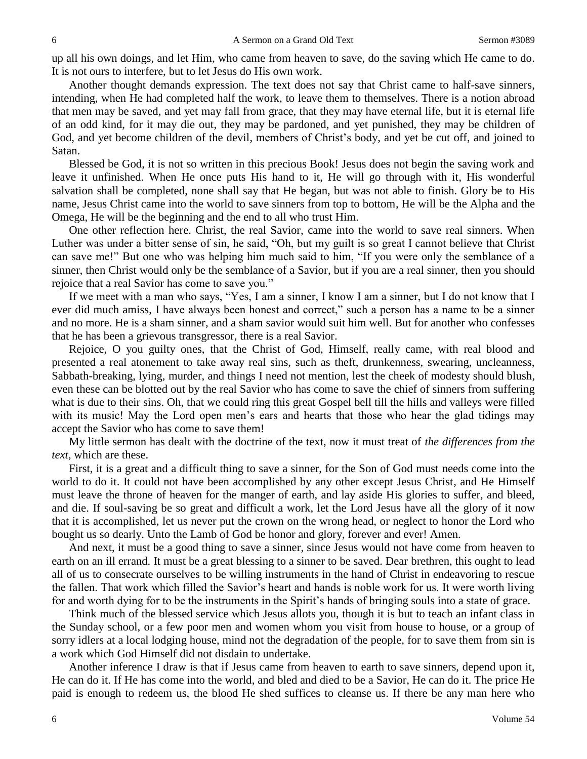up all his own doings, and let Him, who came from heaven to save, do the saving which He came to do. It is not ours to interfere, but to let Jesus do His own work.

Another thought demands expression. The text does not say that Christ came to half-save sinners, intending, when He had completed half the work, to leave them to themselves. There is a notion abroad that men may be saved, and yet may fall from grace, that they may have eternal life, but it is eternal life of an odd kind, for it may die out, they may be pardoned, and yet punished, they may be children of God, and yet become children of the devil, members of Christ's body, and yet be cut off, and joined to Satan.

Blessed be God, it is not so written in this precious Book! Jesus does not begin the saving work and leave it unfinished. When He once puts His hand to it, He will go through with it, His wonderful salvation shall be completed, none shall say that He began, but was not able to finish. Glory be to His name, Jesus Christ came into the world to save sinners from top to bottom, He will be the Alpha and the Omega, He will be the beginning and the end to all who trust Him.

One other reflection here. Christ, the real Savior, came into the world to save real sinners. When Luther was under a bitter sense of sin, he said, "Oh, but my guilt is so great I cannot believe that Christ can save me!" But one who was helping him much said to him, "If you were only the semblance of a sinner, then Christ would only be the semblance of a Savior, but if you are a real sinner, then you should rejoice that a real Savior has come to save you."

If we meet with a man who says, "Yes, I am a sinner, I know I am a sinner, but I do not know that I ever did much amiss, I have always been honest and correct," such a person has a name to be a sinner and no more. He is a sham sinner, and a sham savior would suit him well. But for another who confesses that he has been a grievous transgressor, there is a real Savior.

Rejoice, O you guilty ones, that the Christ of God, Himself, really came, with real blood and presented a real atonement to take away real sins, such as theft, drunkenness, swearing, uncleanness, Sabbath-breaking, lying, murder, and things I need not mention, lest the cheek of modesty should blush, even these can be blotted out by the real Savior who has come to save the chief of sinners from suffering what is due to their sins. Oh, that we could ring this great Gospel bell till the hills and valleys were filled with its music! May the Lord open men's ears and hearts that those who hear the glad tidings may accept the Savior who has come to save them!

My little sermon has dealt with the doctrine of the text, now it must treat of *the differences from the text,* which are these.

First, it is a great and a difficult thing to save a sinner, for the Son of God must needs come into the world to do it. It could not have been accomplished by any other except Jesus Christ, and He Himself must leave the throne of heaven for the manger of earth, and lay aside His glories to suffer, and bleed, and die. If soul-saving be so great and difficult a work, let the Lord Jesus have all the glory of it now that it is accomplished, let us never put the crown on the wrong head, or neglect to honor the Lord who bought us so dearly. Unto the Lamb of God be honor and glory, forever and ever! Amen.

And next, it must be a good thing to save a sinner, since Jesus would not have come from heaven to earth on an ill errand. It must be a great blessing to a sinner to be saved. Dear brethren, this ought to lead all of us to consecrate ourselves to be willing instruments in the hand of Christ in endeavoring to rescue the fallen. That work which filled the Savior's heart and hands is noble work for us. It were worth living for and worth dying for to be the instruments in the Spirit's hands of bringing souls into a state of grace.

Think much of the blessed service which Jesus allots you, though it is but to teach an infant class in the Sunday school, or a few poor men and women whom you visit from house to house, or a group of sorry idlers at a local lodging house, mind not the degradation of the people, for to save them from sin is a work which God Himself did not disdain to undertake.

Another inference I draw is that if Jesus came from heaven to earth to save sinners, depend upon it, He can do it. If He has come into the world, and bled and died to be a Savior, He can do it. The price He paid is enough to redeem us, the blood He shed suffices to cleanse us. If there be any man here who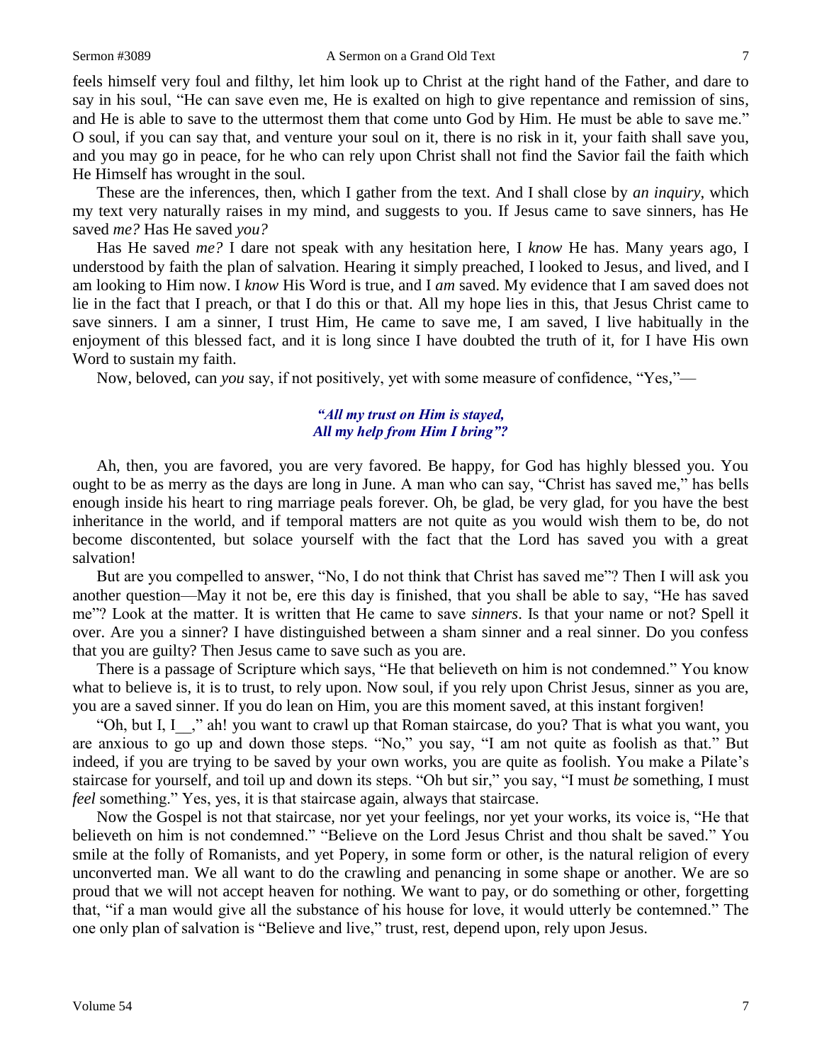feels himself very foul and filthy, let him look up to Christ at the right hand of the Father, and dare to say in his soul, "He can save even me, He is exalted on high to give repentance and remission of sins, and He is able to save to the uttermost them that come unto God by Him. He must be able to save me." O soul, if you can say that, and venture your soul on it, there is no risk in it, your faith shall save you, and you may go in peace, for he who can rely upon Christ shall not find the Savior fail the faith which He Himself has wrought in the soul.

These are the inferences, then, which I gather from the text. And I shall close by *an inquiry*, which my text very naturally raises in my mind, and suggests to you. If Jesus came to save sinners, has He saved *me?* Has He saved *you?*

Has He saved *me?* I dare not speak with any hesitation here, I *know* He has. Many years ago, I understood by faith the plan of salvation. Hearing it simply preached, I looked to Jesus, and lived, and I am looking to Him now. I *know* His Word is true, and I *am* saved. My evidence that I am saved does not lie in the fact that I preach, or that I do this or that. All my hope lies in this, that Jesus Christ came to save sinners. I am a sinner, I trust Him, He came to save me, I am saved, I live habitually in the enjoyment of this blessed fact, and it is long since I have doubted the truth of it, for I have His own Word to sustain my faith.

Now, beloved, can *you* say, if not positively, yet with some measure of confidence, "Yes,"—

*"All my trust on Him is stayed,*
*All my help from Him I bring"?*

Ah, then, you are favored, you are very favored. Be happy, for God has highly blessed you. You ought to be as merry as the days are long in June. A man who can say, "Christ has saved me," has bells enough inside his heart to ring marriage peals forever. Oh, be glad, be very glad, for you have the best inheritance in the world, and if temporal matters are not quite as you would wish them to be, do not become discontented, but solace yourself with the fact that the Lord has saved you with a great salvation!

But are you compelled to answer, "No, I do not think that Christ has saved me"? Then I will ask you another question—May it not be, ere this day is finished, that you shall be able to say, "He has saved me"? Look at the matter. It is written that He came to save *sinners*. Is that your name or not? Spell it over. Are you a sinner? I have distinguished between a sham sinner and a real sinner. Do you confess that you are guilty? Then Jesus came to save such as you are.

There is a passage of Scripture which says, "He that believeth on him is not condemned." You know what to believe is, it is to trust, to rely upon. Now soul, if you rely upon Christ Jesus, sinner as you are, you are a saved sinner. If you do lean on Him, you are this moment saved, at this instant forgiven!

"Oh, but I, I__," ah! you want to crawl up that Roman staircase, do you? That is what you want, you are anxious to go up and down those steps. "No," you say, "I am not quite as foolish as that." But indeed, if you are trying to be saved by your own works, you are quite as foolish. You make a Pilate's staircase for yourself, and toil up and down its steps. "Oh but sir," you say, "I must *be* something, I must *feel* something." Yes, yes, it is that staircase again, always that staircase.

Now the Gospel is not that staircase, nor yet your feelings, nor yet your works, its voice is, "He that believeth on him is not condemned." "Believe on the Lord Jesus Christ and thou shalt be saved." You smile at the folly of Romanists, and yet Popery, in some form or other, is the natural religion of every unconverted man. We all want to do the crawling and penancing in some shape or another. We are so proud that we will not accept heaven for nothing. We want to pay, or do something or other, forgetting that, "if a man would give all the substance of his house for love, it would utterly be contemned." The one only plan of salvation is "Believe and live," trust, rest, depend upon, rely upon Jesus.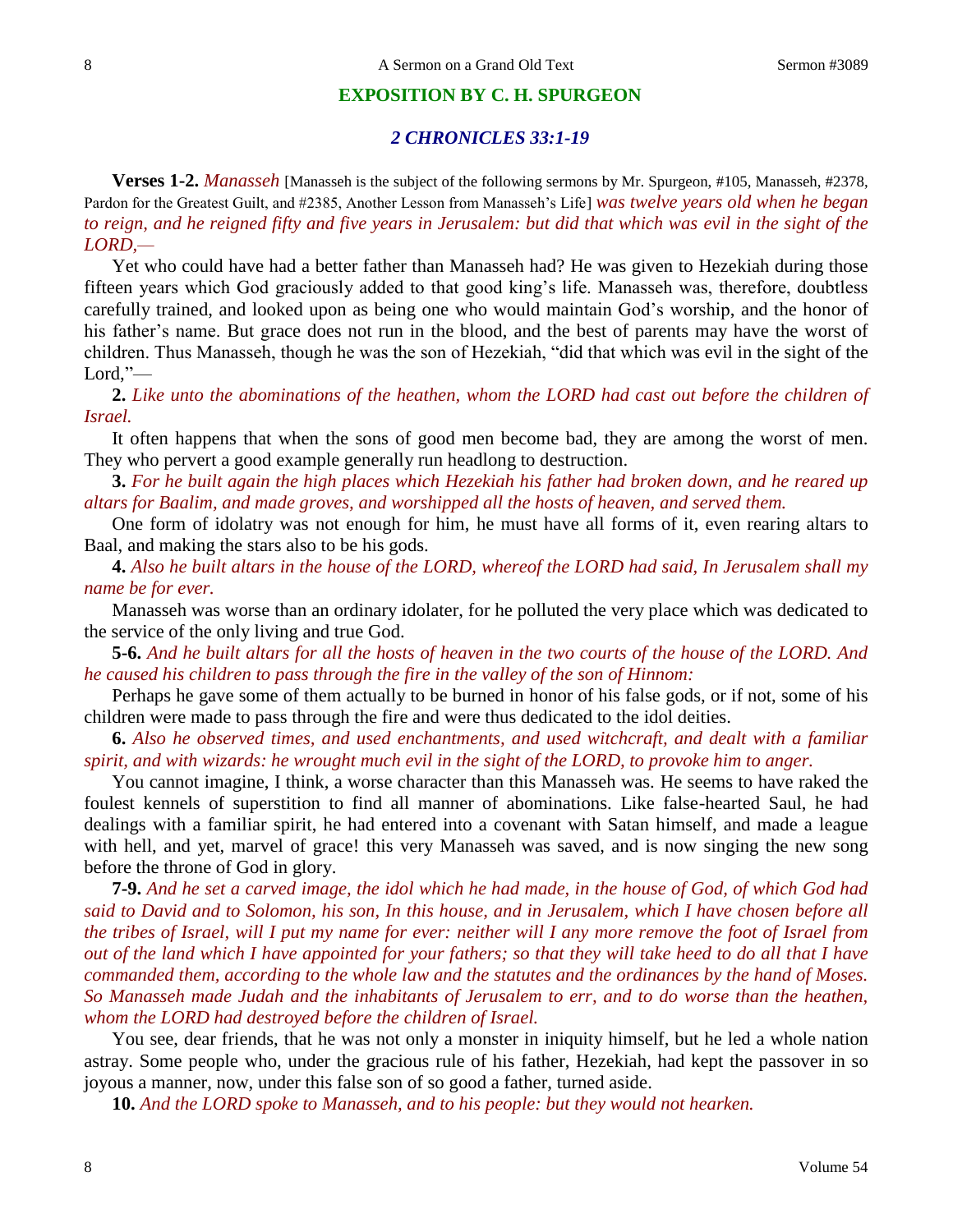## EXPOSITION BY C. H. SPURGEON

### *2 CHRONICLES 33:1-19*

**Verses 1-2.** *Manasseh* [Manasseh is the subject of the following sermons by Mr. Spurgeon, #105, Manasseh, #2378, Pardon for the Greatest Guilt, and #2385, Another Lesson from Manasseh's Life] *was twelve years old when he began to reign, and he reigned fifty and five years in Jerusalem: but did that which was evil in the sight of the LORD,—*

Yet who could have had a better father than Manasseh had? He was given to Hezekiah during those fifteen years which God graciously added to that good king's life. Manasseh was, therefore, doubtless carefully trained, and looked upon as being one who would maintain God's worship, and the honor of his father's name. But grace does not run in the blood, and the best of parents may have the worst of children. Thus Manasseh, though he was the son of Hezekiah, "did that which was evil in the sight of the Lord,"—

**2.** *Like unto the abominations of the heathen, whom the LORD had cast out before the children of Israel.*

It often happens that when the sons of good men become bad, they are among the worst of men. They who pervert a good example generally run headlong to destruction.

**3.** *For he built again the high places which Hezekiah his father had broken down, and he reared up altars for Baalim, and made groves, and worshipped all the hosts of heaven, and served them.*

One form of idolatry was not enough for him, he must have all forms of it, even rearing altars to Baal, and making the stars also to be his gods.

**4.** *Also he built altars in the house of the LORD, whereof the LORD had said, In Jerusalem shall my name be for ever.*

Manasseh was worse than an ordinary idolater, for he polluted the very place which was dedicated to the service of the only living and true God.

**5-6.** *And he built altars for all the hosts of heaven in the two courts of the house of the LORD. And he caused his children to pass through the fire in the valley of the son of Hinnom:*

Perhaps he gave some of them actually to be burned in honor of his false gods, or if not, some of his children were made to pass through the fire and were thus dedicated to the idol deities.

**6.** *Also he observed times, and used enchantments, and used witchcraft, and dealt with a familiar spirit, and with wizards: he wrought much evil in the sight of the LORD, to provoke him to anger.*

You cannot imagine, I think, a worse character than this Manasseh was. He seems to have raked the foulest kennels of superstition to find all manner of abominations. Like false-hearted Saul, he had dealings with a familiar spirit, he had entered into a covenant with Satan himself, and made a league with hell, and yet, marvel of grace! this very Manasseh was saved, and is now singing the new song before the throne of God in glory.

**7-9.** *And he set a carved image, the idol which he had made, in the house of God, of which God had said to David and to Solomon, his son, In this house, and in Jerusalem, which I have chosen before all the tribes of Israel, will I put my name for ever: neither will I any more remove the foot of Israel from out of the land which I have appointed for your fathers; so that they will take heed to do all that I have commanded them, according to the whole law and the statutes and the ordinances by the hand of Moses. So Manasseh made Judah and the inhabitants of Jerusalem to err, and to do worse than the heathen, whom the LORD had destroyed before the children of Israel.*

You see, dear friends, that he was not only a monster in iniquity himself, but he led a whole nation astray. Some people who, under the gracious rule of his father, Hezekiah, had kept the passover in so joyous a manner, now, under this false son of so good a father, turned aside.

**10.** *And the LORD spoke to Manasseh, and to his people: but they would not hearken.*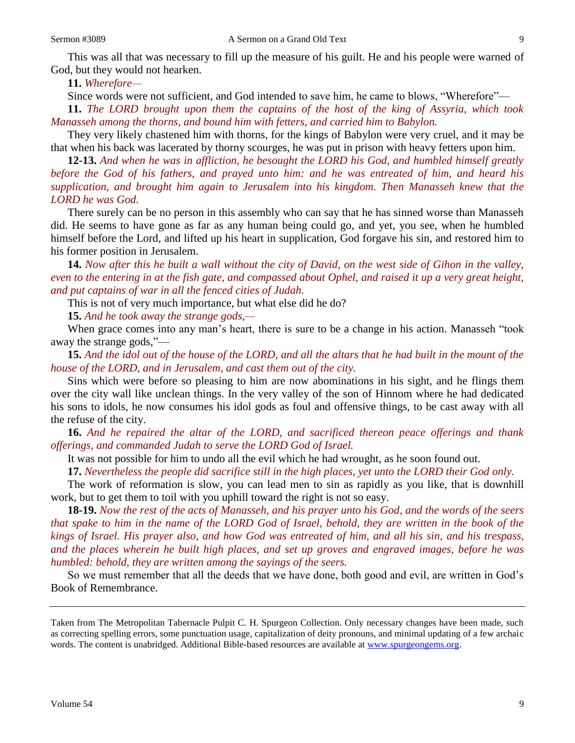This was all that was necessary to fill up the measure of his guilt. He and his people were warned of God, but they would not hearken.

**11.** *Wherefore—*

Since words were not sufficient, and God intended to save him, he came to blows, "Wherefore"—

**11.** *The LORD brought upon them the captains of the host of the king of Assyria, which took Manasseh among the thorns, and bound him with fetters, and carried him to Babylon.*

They very likely chastened him with thorns, for the kings of Babylon were very cruel, and it may be that when his back was lacerated by thorny scourges, he was put in prison with heavy fetters upon him.

**12-13.** *And when he was in affliction, he besought the LORD his God, and humbled himself greatly before the God of his fathers, and prayed unto him: and he was entreated of him, and heard his supplication, and brought him again to Jerusalem into his kingdom. Then Manasseh knew that the LORD he was God.*

There surely can be no person in this assembly who can say that he has sinned worse than Manasseh did. He seems to have gone as far as any human being could go, and yet, you see, when he humbled himself before the Lord, and lifted up his heart in supplication, God forgave his sin, and restored him to his former position in Jerusalem.

**14.** *Now after this he built a wall without the city of David, on the west side of Gihon in the valley, even to the entering in at the fish gate, and compassed about Ophel, and raised it up a very great height, and put captains of war in all the fenced cities of Judah.*

This is not of very much importance, but what else did he do?

**15.** *And he took away the strange gods,—*

When grace comes into any man's heart, there is sure to be a change in his action. Manasseh "took away the strange gods,"—

**15.** *And the idol out of the house of the LORD, and all the altars that he had built in the mount of the house of the LORD, and in Jerusalem, and cast them out of the city.*

Sins which were before so pleasing to him are now abominations in his sight, and he flings them over the city wall like unclean things. In the very valley of the son of Hinnom where he had dedicated his sons to idols, he now consumes his idol gods as foul and offensive things, to be cast away with all the refuse of the city.

**16.** *And he repaired the altar of the LORD, and sacrificed thereon peace offerings and thank offerings, and commanded Judah to serve the LORD God of Israel.*

It was not possible for him to undo all the evil which he had wrought, as he soon found out.

**17.** *Nevertheless the people did sacrifice still in the high places, yet unto the LORD their God only.*

The work of reformation is slow, you can lead men to sin as rapidly as you like, that is downhill work, but to get them to toil with you uphill toward the right is not so easy.

**18-19.** *Now the rest of the acts of Manasseh, and his prayer unto his God, and the words of the seers that spake to him in the name of the LORD God of Israel, behold, they are written in the book of the kings of Israel. His prayer also, and how God was entreated of him, and all his sin, and his trespass, and the places wherein he built high places, and set up groves and engraved images, before he was humbled: behold, they are written among the sayings of the seers.*

So we must remember that all the deeds that we have done, both good and evil, are written in God's Book of Remembrance.

---

Taken from The Metropolitan Tabernacle Pulpit C. H. Spurgeon Collection. Only necessary changes have been made, such as correcting spelling errors, some punctuation usage, capitalization of deity pronouns, and minimal updating of a few archaic words. The content is unabridged. Additional Bible-based resources are available at www.spurgeongems.org.